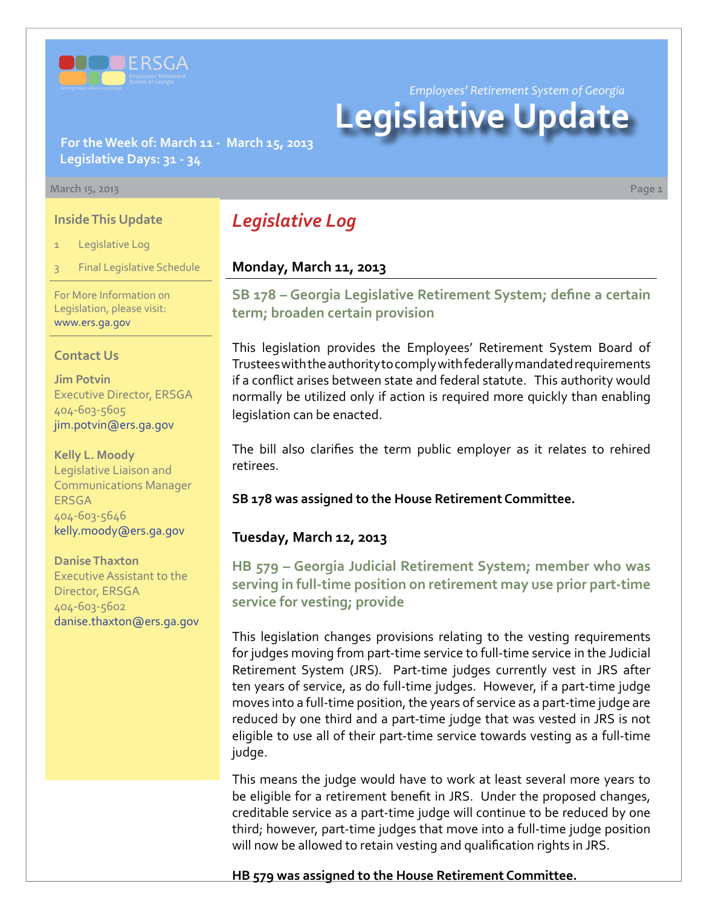*Employees' Retirement System of Georgia*

# Legislative Update

**For the Week of: March 11 - March 15, 2013**
**Legislative Days: 31 - 34**

March 15, 2013

### Inside This Update

1 Legislative Log

3 Final Legislative Schedule

For More Information on Legislation, please visit: www.ers.ga.gov

### Contact Us

**Jim Potvin**
Executive Director, ERSGA
404-603-5605
jim.potvin@ers.ga.gov

**Kelly L. Moody**
Legislative Liaison and Communications Manager
ERSGA
404-603-5646
kelly.moody@ers.ga.gov

**Danise Thaxton**
Executive Assistant to the Director, ERSGA
404-603-5602
danise.thaxton@ers.ga.gov

## *Legislative Log*

### Monday, March 11, 2013

#### SB 178 – Georgia Legislative Retirement System; define a certain term; broaden certain provision

This legislation provides the Employees' Retirement System Board of Trustees with the authority to comply with federally mandated requirements if a conflict arises between state and federal statute. This authority would normally be utilized only if action is required more quickly than enabling legislation can be enacted.

The bill also clarifies the term public employer as it relates to rehired retirees.

**SB 178 was assigned to the House Retirement Committee.**

### Tuesday, March 12, 2013

#### HB 579 – Georgia Judicial Retirement System; member who was serving in full-time position on retirement may use prior part-time service for vesting; provide

This legislation changes provisions relating to the vesting requirements for judges moving from part-time service to full-time service in the Judicial Retirement System (JRS). Part-time judges currently vest in JRS after ten years of service, as do full-time judges. However, if a part-time judge moves into a full-time position, the years of service as a part-time judge are reduced by one third and a part-time judge that was vested in JRS is not eligible to use all of their part-time service towards vesting as a full-time judge.

This means the judge would have to work at least several more years to be eligible for a retirement benefit in JRS. Under the proposed changes, creditable service as a part-time judge will continue to be reduced by one third; however, part-time judges that move into a full-time judge position will now be allowed to retain vesting and qualification rights in JRS.

**HB 579 was assigned to the House Retirement Committee.**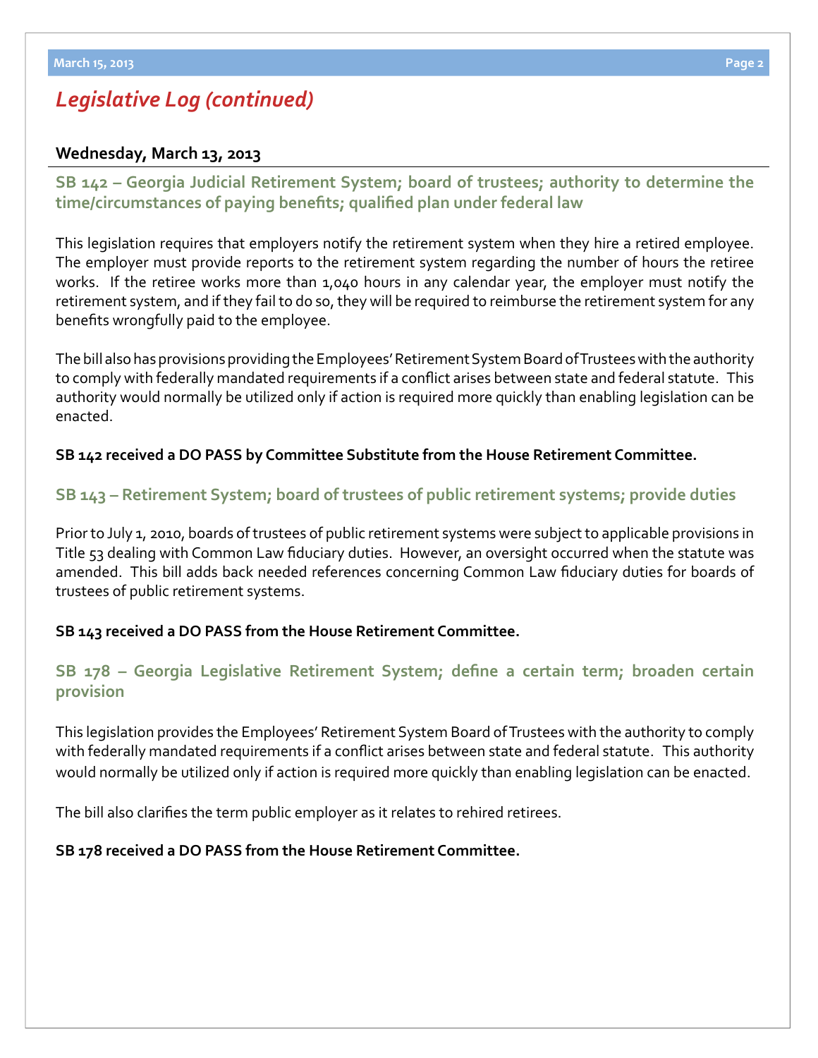## *Legislative Log (continued)*

### Wednesday, March 13, 2013

### SB 142 – Georgia Judicial Retirement System; board of trustees; authority to determine the time/circumstances of paying benefits; qualified plan under federal law

This legislation requires that employers notify the retirement system when they hire a retired employee. The employer must provide reports to the retirement system regarding the number of hours the retiree works. If the retiree works more than 1,040 hours in any calendar year, the employer must notify the retirement system, and if they fail to do so, they will be required to reimburse the retirement system for any benefits wrongfully paid to the employee.

The bill also has provisions providing the Employees' Retirement System Board of Trustees with the authority to comply with federally mandated requirements if a conflict arises between state and federal statute. This authority would normally be utilized only if action is required more quickly than enabling legislation can be enacted.

**SB 142 received a DO PASS by Committee Substitute from the House Retirement Committee.**

### SB 143 – Retirement System; board of trustees of public retirement systems; provide duties

Prior to July 1, 2010, boards of trustees of public retirement systems were subject to applicable provisions in Title 53 dealing with Common Law fiduciary duties. However, an oversight occurred when the statute was amended. This bill adds back needed references concerning Common Law fiduciary duties for boards of trustees of public retirement systems.

**SB 143 received a DO PASS from the House Retirement Committee.**

### SB 178 – Georgia Legislative Retirement System; define a certain term; broaden certain provision

This legislation provides the Employees' Retirement System Board of Trustees with the authority to comply with federally mandated requirements if a conflict arises between state and federal statute. This authority would normally be utilized only if action is required more quickly than enabling legislation can be enacted.

The bill also clarifies the term public employer as it relates to rehired retirees.

**SB 178 received a DO PASS from the House Retirement Committee.**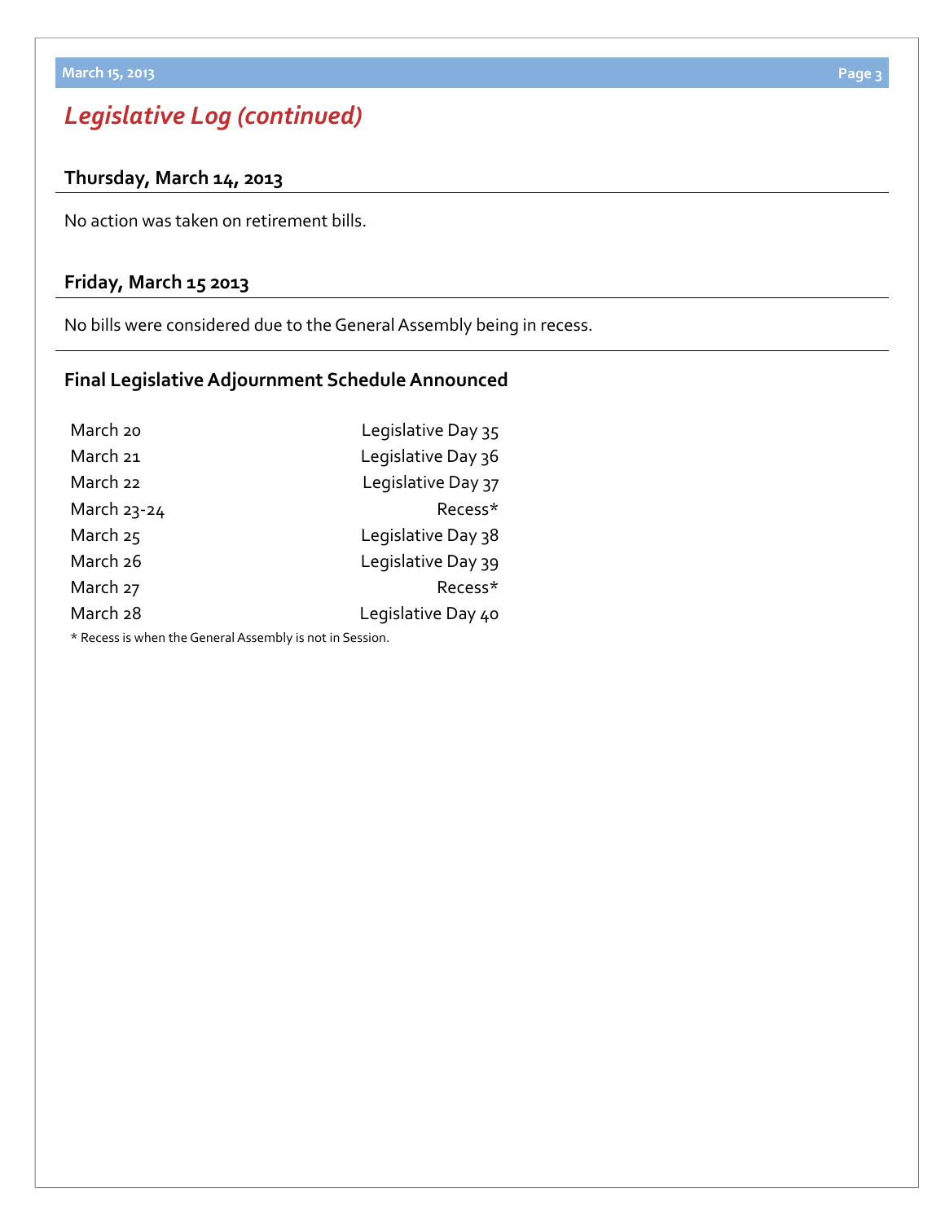## Legislative Log (continued)

### Thursday, March 14, 2013

No action was taken on retirement bills.

### Friday, March 15 2013

No bills were considered due to the General Assembly being in recess.

### Final Legislative Adjournment Schedule Announced

| | |
|---|---|
| March 20 | Legislative Day 35 |
| March 21 | Legislative Day 36 |
| March 22 | Legislative Day 37 |
| March 23-24 | Recess* |
| March 25 | Legislative Day 38 |
| March 26 | Legislative Day 39 |
| March 27 | Recess* |
| March 28 | Legislative Day 40 |

* Recess is when the General Assembly is not in Session.